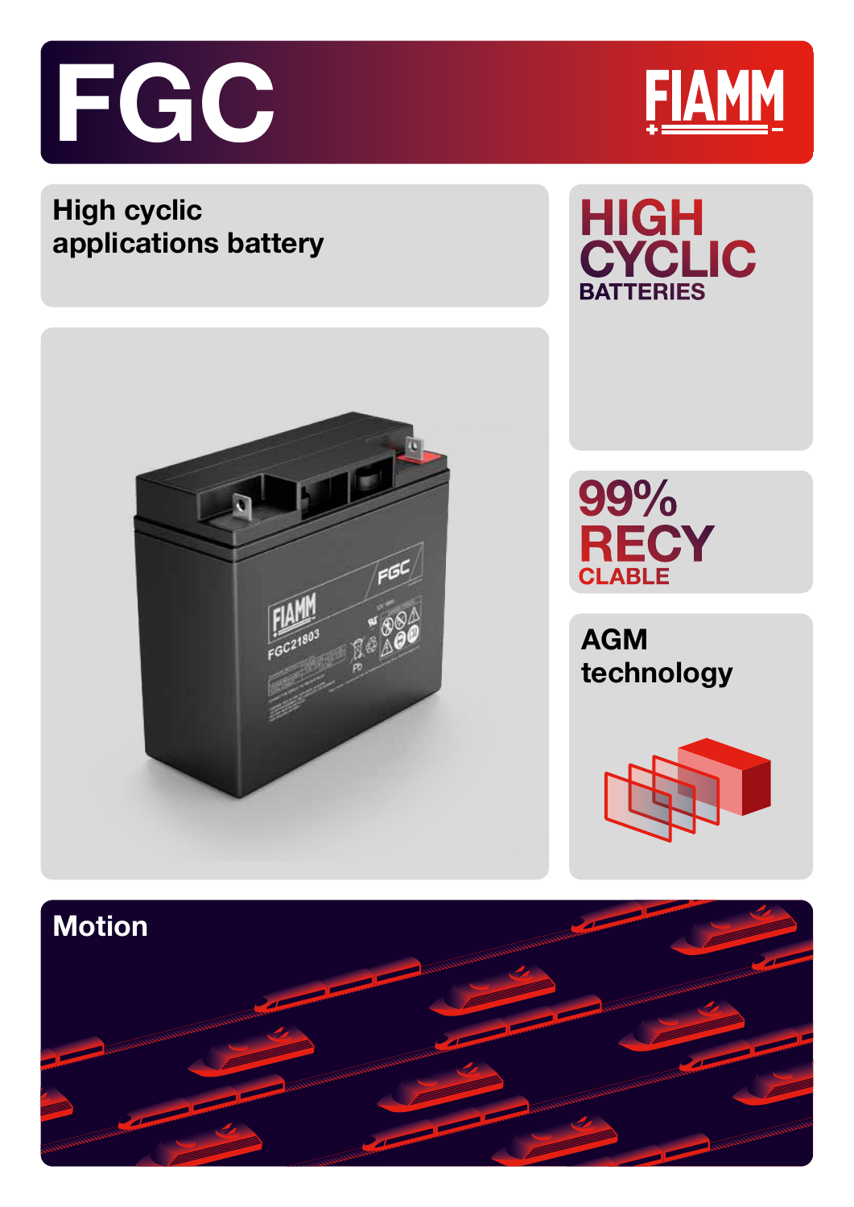# FGC

FIAMM

## High cyclic applications battery

HIGH CYCLIC BATTERIES

99% RECYCLABLE

AGM technology

Motion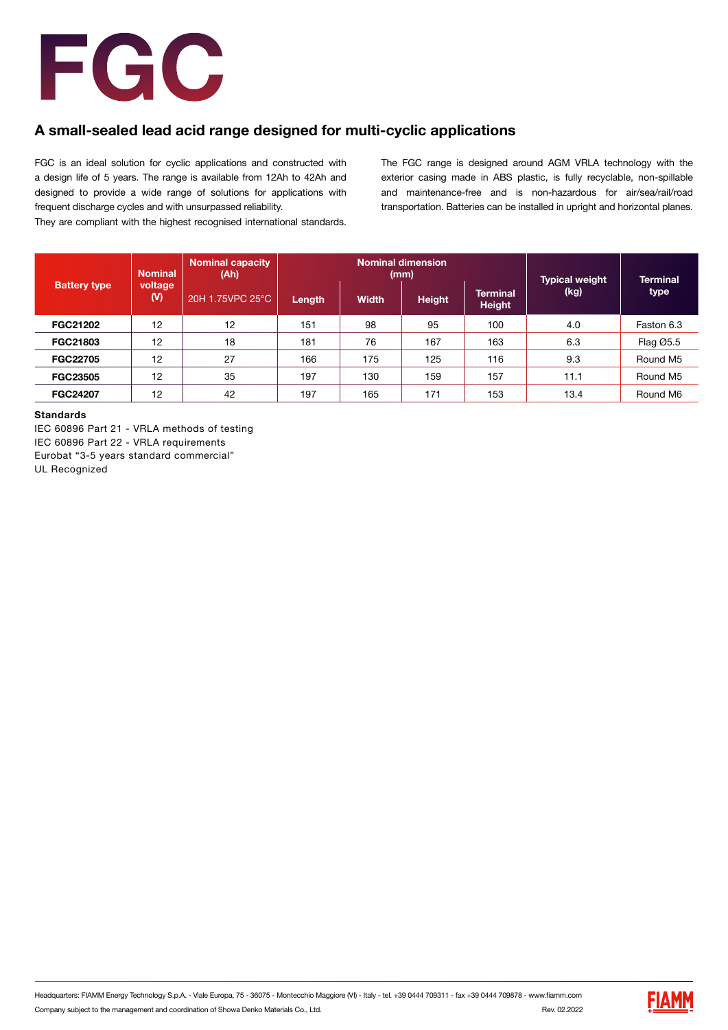# FGC

## A small-sealed lead acid range designed for multi-cyclic applications

FGC is an ideal solution for cyclic applications and constructed with a design life of 5 years. The range is available from 12Ah to 42Ah and designed to provide a wide range of solutions for applications with frequent discharge cycles and with unsurpassed reliability.
They are compliant with the highest recognised international standards.

The FGC range is designed around AGM VRLA technology with the exterior casing made in ABS plastic, is fully recyclable, non-spillable and maintenance-free and is non-hazardous for air/sea/rail/road transportation. Batteries can be installed in upright and horizontal planes.

| Battery type | Nominal voltage (V) | Nominal capacity (Ah) | Nominal dimension (mm) | | | | Typical weight (kg) | Terminal type |
|---|---|---|---|---|---|---|---|---|
| | | 20H 1.75VPC 25°C | Length | Width | Height | Terminal Height | | |
| **FGC21202** | 12 | 12 | 151 | 98 | 95 | 100 | 4.0 | Faston 6.3 |
| **FGC21803** | 12 | 18 | 181 | 76 | 167 | 163 | 6.3 | Flag Ø5.5 |
| **FGC22705** | 12 | 27 | 166 | 175 | 125 | 116 | 9.3 | Round M5 |
| **FGC23505** | 12 | 35 | 197 | 130 | 159 | 157 | 11.1 | Round M5 |
| **FGC24207** | 12 | 42 | 197 | 165 | 171 | 153 | 13.4 | Round M6 |

**Standards**
IEC 60896 Part 21 - VRLA methods of testing
IEC 60896 Part 22 - VRLA requirements
Eurobat "3-5 years standard commercial"
UL Recognized

Headquarters: FIAMM Energy Technology S.p.A. - Viale Europa, 75 - 36075 - Montecchio Maggiore (VI) - Italy - tel. +39 0444 709311 - fax +39 0444 709878 - www.fiamm.com
Company subject to the management and coordination of Showa Denko Materials Co., Ltd.
Rev. 02.2022